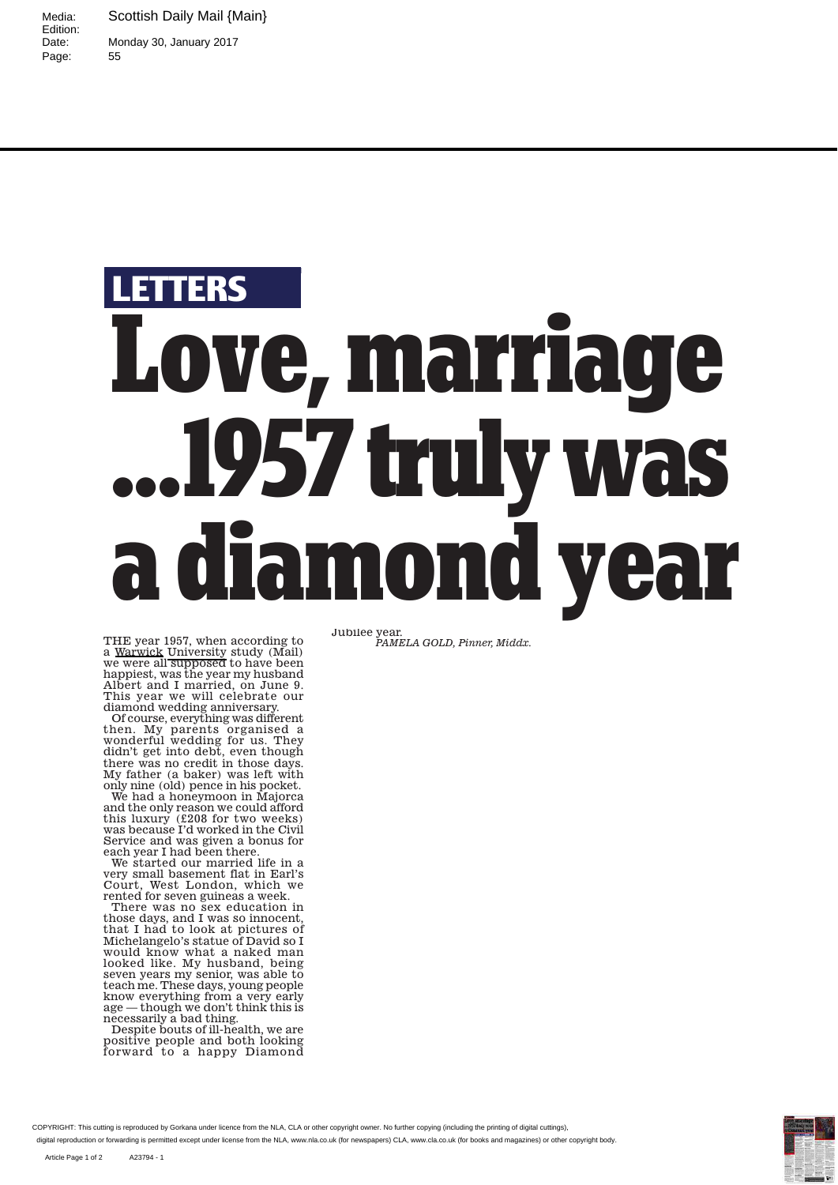LETTERS

# Love, marriage ...1957 truly was a diamond year

THE year 1957, when according to a Warwick University study (Mail) we were all supposed to have been happiest, was the year my husband Albert and I married, on June 9. This year we will celebrate our diamond wedding anniversary.

Of course, everything was different then. My parents organised a wonderful wedding for us. They didn't get into debt, even though there was no credit in those days. My father (a baker) was left with only nine (old) pence in his pocket.

We had a honeymoon in Majorca and the only reason we could afford this luxury (£208 for two weeks) was because I'd worked in the Civil Service and was given a bonus for each year I had been there.

We started our married life in a very small basement flat in Earl's Court, West London, which we rented for seven guineas a week.

There was no sex education in those days, and I was so innocent, that I had to look at pictures of Michelangelo's statue of David so I would know what a naked man looked like. My husband, being seven years my senior, was able to teach me. These days, young people know everything from a very early age — though we don't think this is necessarily a bad thing.

Despite bouts of ill-health, we are positive people and both looking forward to a happy Diamond Jubilee year.

*PAMELA GOLD, Pinner, Middx.*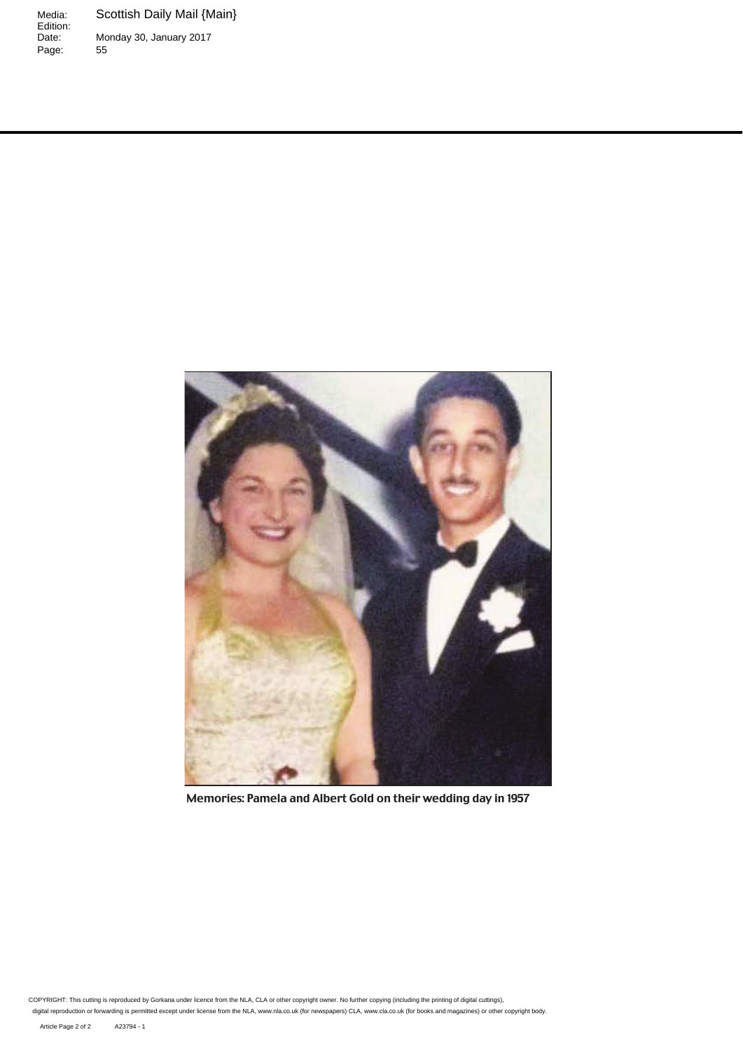Memories: Pamela and Albert Gold on their wedding day in 1957